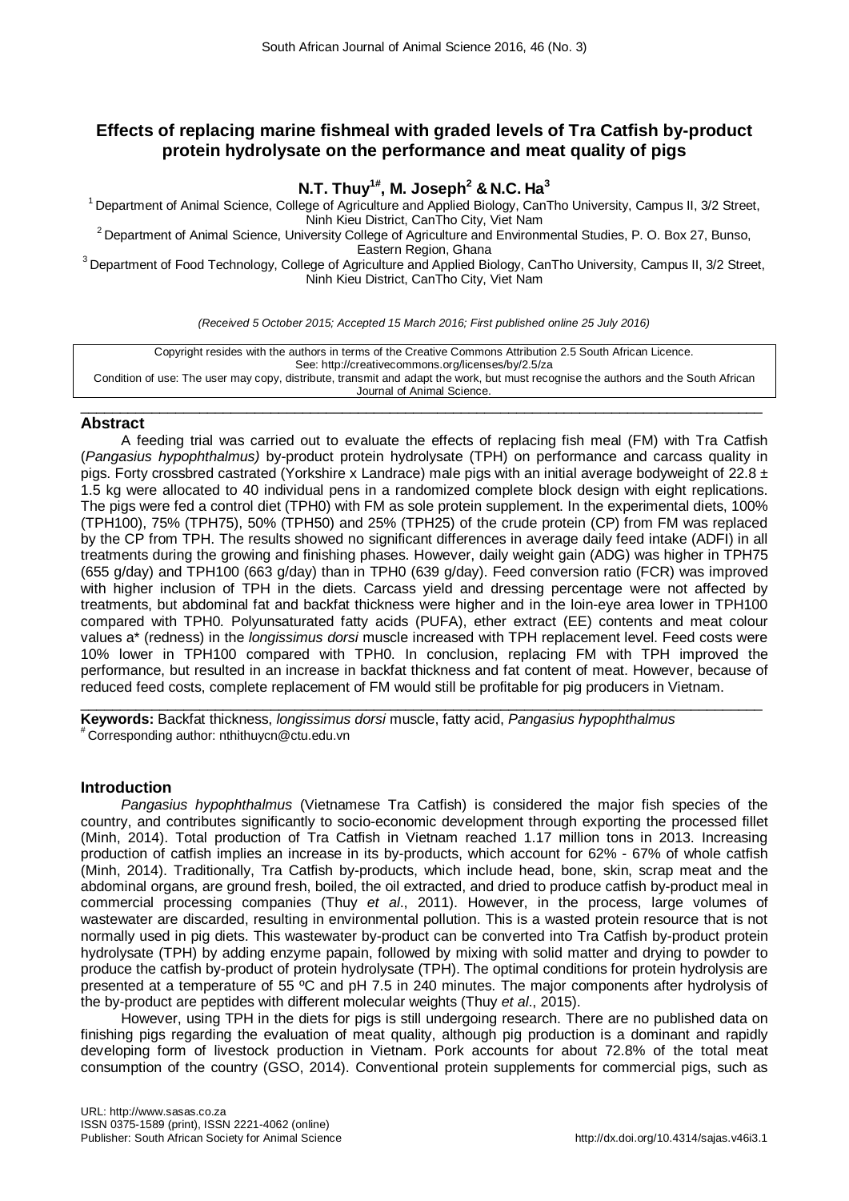# Effects of replacing marine fishmeal with graded levels of Tra Catfish by-product protein hydrolysate on the performance and meat quality of pigs

**N.T. Thuy[1#], M. Joseph[2] & N.C. Ha[3]**

[1] Department of Animal Science, College of Agriculture and Applied Biology, CanTho University, Campus II, 3/2 Street, Ninh Kieu District, CanTho City, Viet Nam

[2] Department of Animal Science, University College of Agriculture and Environmental Studies, P. O. Box 27, Bunso, Eastern Region, Ghana

[3] Department of Food Technology, College of Agriculture and Applied Biology, CanTho University, Campus II, 3/2 Street, Ninh Kieu District, CanTho City, Viet Nam

*(Received 5 October 2015; Accepted 15 March 2016; First published online 25 July 2016)*

Copyright resides with the authors in terms of the Creative Commons Attribution 2.5 South African Licence.
See: http://creativecommons.org/licenses/by/2.5/za
Condition of use: The user may copy, distribute, transmit and adapt the work, but must recognise the authors and the South African Journal of Animal Science.

## Abstract

A feeding trial was carried out to evaluate the effects of replacing fish meal (FM) with Tra Catfish (*Pangasius hypophthalmus)* by-product protein hydrolysate (TPH) on performance and carcass quality in pigs. Forty crossbred castrated (Yorkshire x Landrace) male pigs with an initial average bodyweight of 22.8 ± 1.5 kg were allocated to 40 individual pens in a randomized complete block design with eight replications. The pigs were fed a control diet (TPH0) with FM as sole protein supplement. In the experimental diets, 100% (TPH100), 75% (TPH75), 50% (TPH50) and 25% (TPH25) of the crude protein (CP) from FM was replaced by the CP from TPH. The results showed no significant differences in average daily feed intake (ADFI) in all treatments during the growing and finishing phases. However, daily weight gain (ADG) was higher in TPH75 (655 g/day) and TPH100 (663 g/day) than in TPH0 (639 g/day). Feed conversion ratio (FCR) was improved with higher inclusion of TPH in the diets. Carcass yield and dressing percentage were not affected by treatments, but abdominal fat and backfat thickness were higher and in the loin-eye area lower in TPH100 compared with TPH0. Polyunsaturated fatty acids (PUFA), ether extract (EE) contents and meat colour values a* (redness) in the *longissimus dorsi* muscle increased with TPH replacement level. Feed costs were 10% lower in TPH100 compared with TPH0. In conclusion, replacing FM with TPH improved the performance, but resulted in an increase in backfat thickness and fat content of meat. However, because of reduced feed costs, complete replacement of FM would still be profitable for pig producers in Vietnam.

**Keywords:** Backfat thickness, *longissimus dorsi* muscle, fatty acid, *Pangasius hypophthalmus*

[#] Corresponding author: nthithuycn@ctu.edu.vn

## Introduction

*Pangasius hypophthalmus* (Vietnamese Tra Catfish) is considered the major fish species of the country, and contributes significantly to socio-economic development through exporting the processed fillet (Minh, 2014). Total production of Tra Catfish in Vietnam reached 1.17 million tons in 2013. Increasing production of catfish implies an increase in its by-products, which account for 62% - 67% of whole catfish (Minh, 2014). Traditionally, Tra Catfish by-products, which include head, bone, skin, scrap meat and the abdominal organs, are ground fresh, boiled, the oil extracted, and dried to produce catfish by-product meal in commercial processing companies (Thuy *et al*., 2011). However, in the process, large volumes of wastewater are discarded, resulting in environmental pollution. This is a wasted protein resource that is not normally used in pig diets. This wastewater by-product can be converted into Tra Catfish by-product protein hydrolysate (TPH) by adding enzyme papain, followed by mixing with solid matter and drying to powder to produce the catfish by-product of protein hydrolysate (TPH). The optimal conditions for protein hydrolysis are presented at a temperature of 55 ºC and pH 7.5 in 240 minutes. The major components after hydrolysis of the by-product are peptides with different molecular weights (Thuy *et al*., 2015).

However, using TPH in the diets for pigs is still undergoing research. There are no published data on finishing pigs regarding the evaluation of meat quality, although pig production is a dominant and rapidly developing form of livestock production in Vietnam. Pork accounts for about 72.8% of the total meat consumption of the country (GSO, 2014). Conventional protein supplements for commercial pigs, such as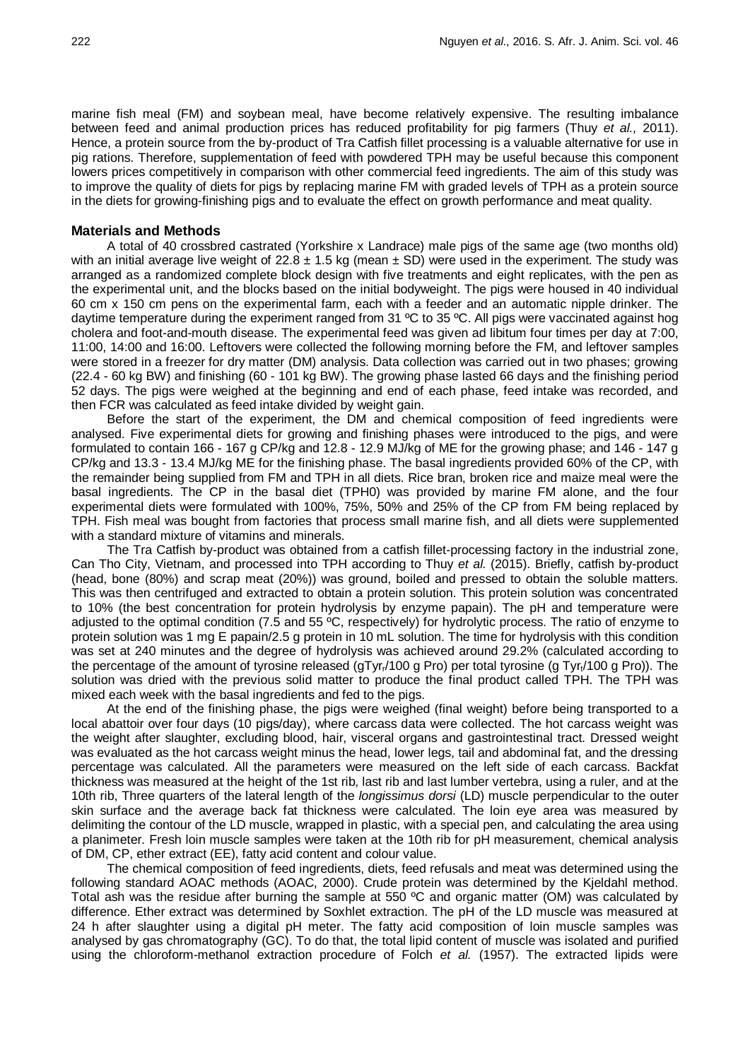marine fish meal (FM) and soybean meal, have become relatively expensive. The resulting imbalance between feed and animal production prices has reduced profitability for pig farmers (Thuy *et al.,* 2011). Hence, a protein source from the by-product of Tra Catfish fillet processing is a valuable alternative for use in pig rations. Therefore, supplementation of feed with powdered TPH may be useful because this component lowers prices competitively in comparison with other commercial feed ingredients. The aim of this study was to improve the quality of diets for pigs by replacing marine FM with graded levels of TPH as a protein source in the diets for growing-finishing pigs and to evaluate the effect on growth performance and meat quality.

## Materials and Methods

A total of 40 crossbred castrated (Yorkshire x Landrace) male pigs of the same age (two months old) with an initial average live weight of 22.8 ± 1.5 kg (mean ± SD) were used in the experiment. The study was arranged as a randomized complete block design with five treatments and eight replicates, with the pen as the experimental unit, and the blocks based on the initial bodyweight. The pigs were housed in 40 individual 60 cm x 150 cm pens on the experimental farm, each with a feeder and an automatic nipple drinker. The daytime temperature during the experiment ranged from 31 ºC to 35 ºC. All pigs were vaccinated against hog cholera and foot-and-mouth disease. The experimental feed was given ad libitum four times per day at 7:00, 11:00, 14:00 and 16:00. Leftovers were collected the following morning before the FM, and leftover samples were stored in a freezer for dry matter (DM) analysis. Data collection was carried out in two phases; growing (22.4 - 60 kg BW) and finishing (60 - 101 kg BW). The growing phase lasted 66 days and the finishing period 52 days. The pigs were weighed at the beginning and end of each phase, feed intake was recorded, and then FCR was calculated as feed intake divided by weight gain.

Before the start of the experiment, the DM and chemical composition of feed ingredients were analysed. Five experimental diets for growing and finishing phases were introduced to the pigs, and were formulated to contain 166 - 167 g CP/kg and 12.8 - 12.9 MJ/kg of ME for the growing phase; and 146 - 147 g CP/kg and 13.3 - 13.4 MJ/kg ME for the finishing phase. The basal ingredients provided 60% of the CP, with the remainder being supplied from FM and TPH in all diets. Rice bran, broken rice and maize meal were the basal ingredients. The CP in the basal diet (TPH0) was provided by marine FM alone, and the four experimental diets were formulated with 100%, 75%, 50% and 25% of the CP from FM being replaced by TPH. Fish meal was bought from factories that process small marine fish, and all diets were supplemented with a standard mixture of vitamins and minerals.

The Tra Catfish by-product was obtained from a catfish fillet-processing factory in the industrial zone, Can Tho City, Vietnam, and processed into TPH according to Thuy *et al.* (2015). Briefly, catfish by-product (head, bone (80%) and scrap meat (20%)) was ground, boiled and pressed to obtain the soluble matters. This was then centrifuged and extracted to obtain a protein solution. This protein solution was concentrated to 10% (the best concentration for protein hydrolysis by enzyme papain). The pH and temperature were adjusted to the optimal condition (7.5 and 55 ºC, respectively) for hydrolytic process. The ratio of enzyme to protein solution was 1 mg E papain/2.5 g protein in 10 mL solution. The time for hydrolysis with this condition was set at 240 minutes and the degree of hydrolysis was achieved around 29.2% (calculated according to the percentage of the amount of tyrosine released ($gTyr_r$/100 g Pro) per total tyrosine (g $Tyr_t$/100 g Pro)). The solution was dried with the previous solid matter to produce the final product called TPH. The TPH was mixed each week with the basal ingredients and fed to the pigs.

At the end of the finishing phase, the pigs were weighed (final weight) before being transported to a local abattoir over four days (10 pigs/day), where carcass data were collected. The hot carcass weight was the weight after slaughter, excluding blood, hair, visceral organs and gastrointestinal tract. Dressed weight was evaluated as the hot carcass weight minus the head, lower legs, tail and abdominal fat, and the dressing percentage was calculated. All the parameters were measured on the left side of each carcass. Backfat thickness was measured at the height of the 1st rib, last rib and last lumber vertebra, using a ruler, and at the 10th rib, Three quarters of the lateral length of the *longissimus dorsi* (LD) muscle perpendicular to the outer skin surface and the average back fat thickness were calculated. The loin eye area was measured by delimiting the contour of the LD muscle, wrapped in plastic, with a special pen, and calculating the area using a planimeter. Fresh loin muscle samples were taken at the 10th rib for pH measurement, chemical analysis of DM, CP, ether extract (EE), fatty acid content and colour value.

The chemical composition of feed ingredients, diets, feed refusals and meat was determined using the following standard AOAC methods (AOAC, 2000). Crude protein was determined by the Kjeldahl method. Total ash was the residue after burning the sample at 550 ºC and organic matter (OM) was calculated by difference. Ether extract was determined by Soxhlet extraction. The pH of the LD muscle was measured at 24 h after slaughter using a digital pH meter. The fatty acid composition of loin muscle samples was analysed by gas chromatography (GC). To do that, the total lipid content of muscle was isolated and purified using the chloroform-methanol extraction procedure of Folch *et al.* (1957). The extracted lipids were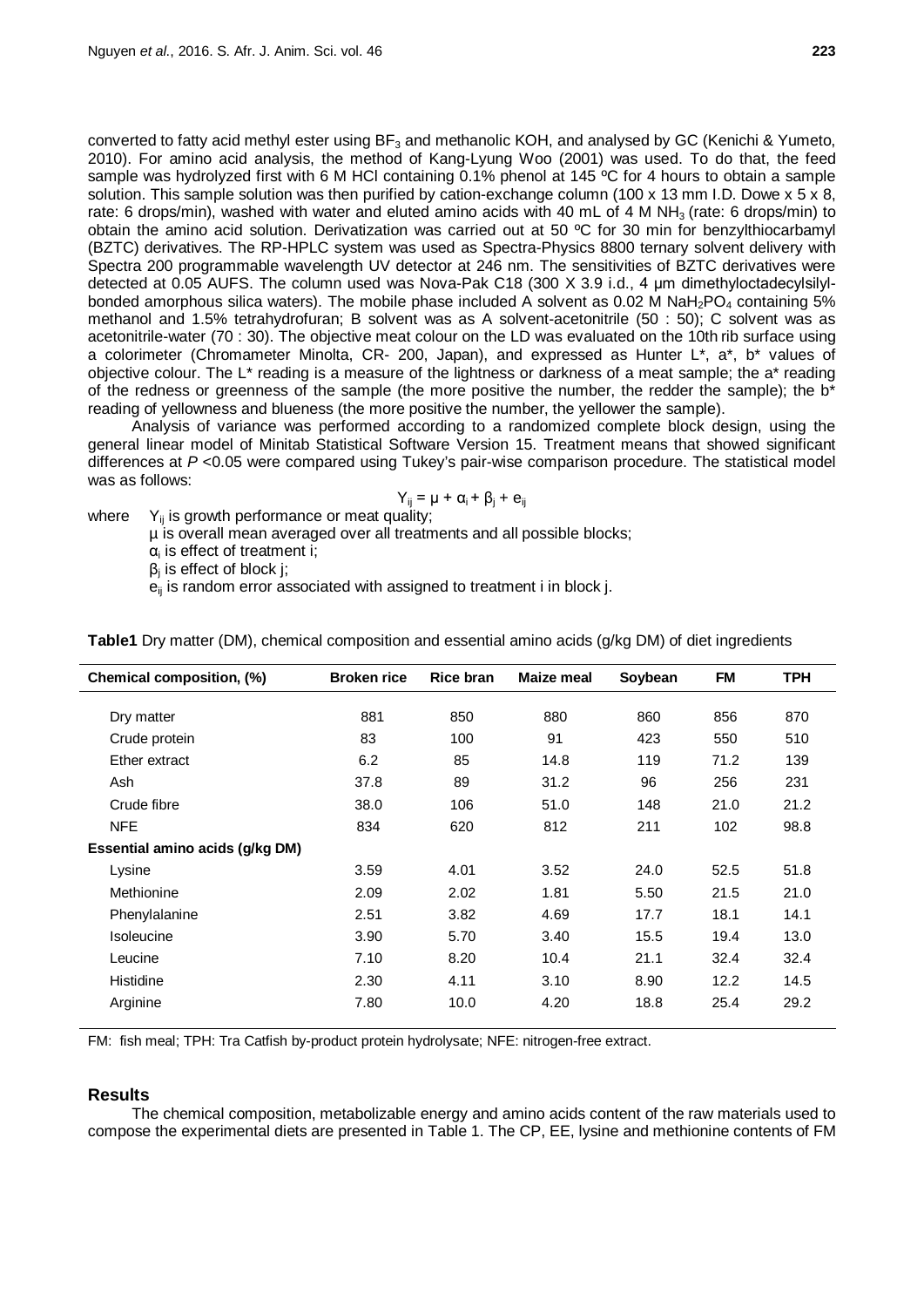converted to fatty acid methyl ester using $BF_3$ and methanolic KOH, and analysed by GC (Kenichi & Yumeto, 2010). For amino acid analysis, the method of Kang-Lyung Woo (2001) was used. To do that, the feed sample was hydrolyzed first with 6 M HCl containing 0.1% phenol at 145 ºC for 4 hours to obtain a sample solution. This sample solution was then purified by cation-exchange column (100 x 13 mm I.D. Dowe x 5 x 8, rate: 6 drops/min), washed with water and eluted amino acids with 40 mL of 4 M $NH_3$ (rate: 6 drops/min) to obtain the amino acid solution. Derivatization was carried out at 50 ºC for 30 min for benzylthiocarbamyl (BZTC) derivatives. The RP-HPLC system was used as Spectra-Physics 8800 ternary solvent delivery with Spectra 200 programmable wavelength UV detector at 246 nm. The sensitivities of BZTC derivatives were detected at 0.05 AUFS. The column used was Nova-Pak C18 (300 X 3.9 i.d., 4 µm dimethyloctadecylsilyl-bonded amorphous silica waters). The mobile phase included A solvent as 0.02 M $NaH_2PO_4$ containing 5% methanol and 1.5% tetrahydrofuran; B solvent was as A solvent-acetonitrile (50 : 50); C solvent was as acetonitrile-water (70 : 30). The objective meat colour on the LD was evaluated on the 10th rib surface using a colorimeter (Chromameter Minolta, CR- 200, Japan), and expressed as Hunter L*, a*, b* values of objective colour. The L* reading is a measure of the lightness or darkness of a meat sample; the a* reading of the redness or greenness of the sample (the more positive the number, the redder the sample); the b* reading of yellowness and blueness (the more positive the number, the yellower the sample).

Analysis of variance was performed according to a randomized complete block design, using the general linear model of Minitab Statistical Software Version 15. Treatment means that showed significant differences at $P$ <0.05 were compared using Tukey's pair-wise comparison procedure. The statistical model was as follows:

$$Y_{ij} = \mu + \alpha_i + \beta_j + e_{ij}$$

where $Y_{ij}$ is growth performance or meat quality;
$\mu$ is overall mean averaged over all treatments and all possible blocks;
$\alpha_i$ is effect of treatment i;
$\beta_j$ is effect of block j;
$e_{ij}$ is random error associated with assigned to treatment i in block j.

**Table1** Dry matter (DM), chemical composition and essential amino acids (g/kg DM) of diet ingredients

| Chemical composition, (%) | Broken rice | Rice bran | Maize meal | Soybean | FM | TPH |
|---|---|---|---|---|---|---|
| Dry matter | 881 | 850 | 880 | 860 | 856 | 870 |
| Crude protein | 83 | 100 | 91 | 423 | 550 | 510 |
| Ether extract | 6.2 | 85 | 14.8 | 119 | 71.2 | 139 |
| Ash | 37.8 | 89 | 31.2 | 96 | 256 | 231 |
| Crude fibre | 38.0 | 106 | 51.0 | 148 | 21.0 | 21.2 |
| NFE | 834 | 620 | 812 | 211 | 102 | 98.8 |
| **Essential amino acids (g/kg DM)** | | | | | | |
| Lysine | 3.59 | 4.01 | 3.52 | 24.0 | 52.5 | 51.8 |
| Methionine | 2.09 | 2.02 | 1.81 | 5.50 | 21.5 | 21.0 |
| Phenylalanine | 2.51 | 3.82 | 4.69 | 17.7 | 18.1 | 14.1 |
| Isoleucine | 3.90 | 5.70 | 3.40 | 15.5 | 19.4 | 13.0 |
| Leucine | 7.10 | 8.20 | 10.4 | 21.1 | 32.4 | 32.4 |
| Histidine | 2.30 | 4.11 | 3.10 | 8.90 | 12.2 | 14.5 |
| Arginine | 7.80 | 10.0 | 4.20 | 18.8 | 25.4 | 29.2 |

FM: fish meal; TPH: Tra Catfish by-product protein hydrolysate; NFE: nitrogen-free extract.

## Results

The chemical composition, metabolizable energy and amino acids content of the raw materials used to compose the experimental diets are presented in Table 1. The CP, EE, lysine and methionine contents of FM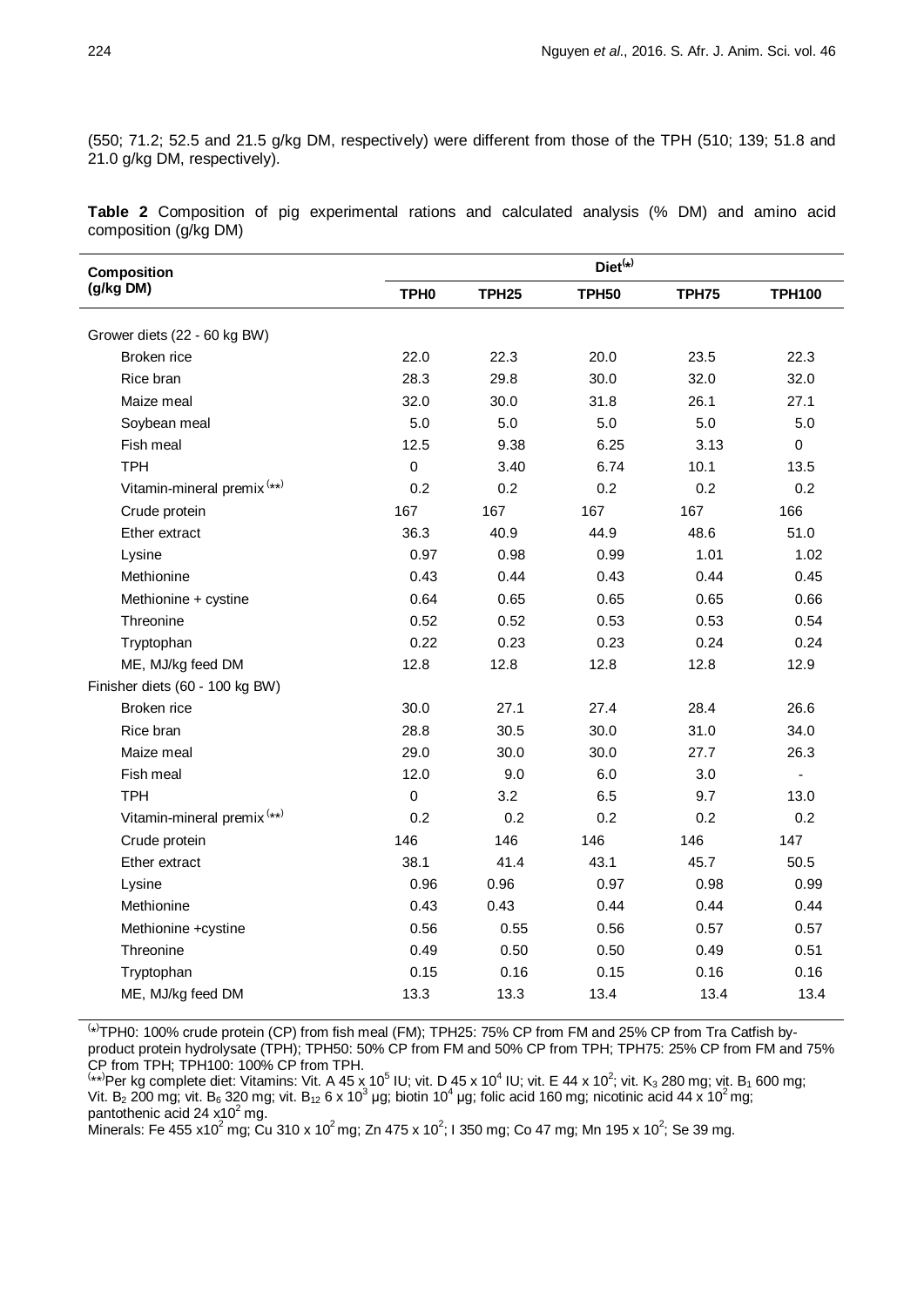(550; 71.2; 52.5 and 21.5 g/kg DM, respectively) were different from those of the TPH (510; 139; 51.8 and 21.0 g/kg DM, respectively).

**Table 2** Composition of pig experimental rations and calculated analysis (% DM) and amino acid composition (g/kg DM)

| Composition (g/kg DM) | Diet[(*)] | | | | |
|---|---|---|---|---|---|
| | TPH0 | TPH25 | TPH50 | TPH75 | TPH100 |
| Grower diets (22 - 60 kg BW) | | | | | |
| Broken rice | 22.0 | 22.3 | 20.0 | 23.5 | 22.3 |
| Rice bran | 28.3 | 29.8 | 30.0 | 32.0 | 32.0 |
| Maize meal | 32.0 | 30.0 | 31.8 | 26.1 | 27.1 |
| Soybean meal | 5.0 | 5.0 | 5.0 | 5.0 | 5.0 |
| Fish meal | 12.5 | 9.38 | 6.25 | 3.13 | 0 |
| TPH | 0 | 3.40 | 6.74 | 10.1 | 13.5 |
| Vitamin-mineral premix[(**)] | 0.2 | 0.2 | 0.2 | 0.2 | 0.2 |
| Crude protein | 167 | 167 | 167 | 167 | 166 |
| Ether extract | 36.3 | 40.9 | 44.9 | 48.6 | 51.0 |
| Lysine | 0.97 | 0.98 | 0.99 | 1.01 | 1.02 |
| Methionine | 0.43 | 0.44 | 0.43 | 0.44 | 0.45 |
| Methionine + cystine | 0.64 | 0.65 | 0.65 | 0.65 | 0.66 |
| Threonine | 0.52 | 0.52 | 0.53 | 0.53 | 0.54 |
| Tryptophan | 0.22 | 0.23 | 0.23 | 0.24 | 0.24 |
| ME, MJ/kg feed DM | 12.8 | 12.8 | 12.8 | 12.8 | 12.9 |
| Finisher diets (60 - 100 kg BW) | | | | | |
| Broken rice | 30.0 | 27.1 | 27.4 | 28.4 | 26.6 |
| Rice bran | 28.8 | 30.5 | 30.0 | 31.0 | 34.0 |
| Maize meal | 29.0 | 30.0 | 30.0 | 27.7 | 26.3 |
| Fish meal | 12.0 | 9.0 | 6.0 | 3.0 | - |
| TPH | 0 | 3.2 | 6.5 | 9.7 | 13.0 |
| Vitamin-mineral premix[(**)] | 0.2 | 0.2 | 0.2 | 0.2 | 0.2 |
| Crude protein | 146 | 146 | 146 | 146 | 147 |
| Ether extract | 38.1 | 41.4 | 43.1 | 45.7 | 50.5 |
| Lysine | 0.96 | 0.96 | 0.97 | 0.98 | 0.99 |
| Methionine | 0.43 | 0.43 | 0.44 | 0.44 | 0.44 |
| Methionine +cystine | 0.56 | 0.55 | 0.56 | 0.57 | 0.57 |
| Threonine | 0.49 | 0.50 | 0.50 | 0.49 | 0.51 |
| Tryptophan | 0.15 | 0.16 | 0.15 | 0.16 | 0.16 |
| ME, MJ/kg feed DM | 13.3 | 13.3 | 13.4 | 13.4 | 13.4 |

[(*)] TPH0: 100% crude protein (CP) from fish meal (FM); TPH25: 75% CP from FM and 25% CP from Tra Catfish by-product protein hydrolysate (TPH); TPH50: 50% CP from FM and 50% CP from TPH; TPH75: 25% CP from FM and 75% CP from TPH; TPH100: 100% CP from TPH.

[(**)] Per kg complete diet: Vitamins: Vit. A 45 x $10^5$ IU; vit. D 45 x $10^4$ IU; vit. E 44 x $10^2$; vit. $K_3$ 280 mg; vit. $B_1$ 600 mg; Vit. $B_2$ 200 mg; vit. $B_6$ 320 mg; vit. $B_{12}$ 6 x $10^3$ µg; biotin $10^4$ µg; folic acid 160 mg; nicotinic acid 44 x $10^2$ mg; pantothenic acid 24 x$10^2$ mg.

Minerals: Fe 455 x$10^2$ mg; Cu 310 x $10^2$ mg; Zn 475 x $10^2$; I 350 mg; Co 47 mg; Mn 195 x $10^2$; Se 39 mg.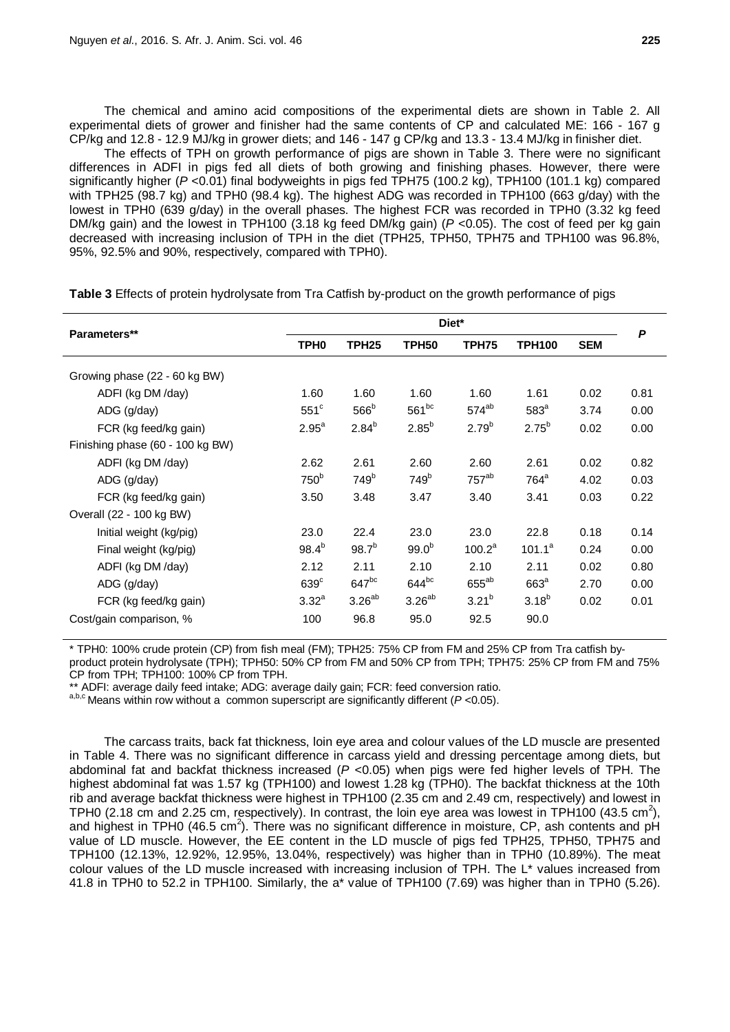The chemical and amino acid compositions of the experimental diets are shown in Table 2. All experimental diets of grower and finisher had the same contents of CP and calculated ME: 166 - 167 g CP/kg and 12.8 - 12.9 MJ/kg in grower diets; and 146 - 147 g CP/kg and 13.3 - 13.4 MJ/kg in finisher diet.

The effects of TPH on growth performance of pigs are shown in Table 3. There were no significant differences in ADFI in pigs fed all diets of both growing and finishing phases. However, there were significantly higher ($P$ <0.01) final bodyweights in pigs fed TPH75 (100.2 kg), TPH100 (101.1 kg) compared with TPH25 (98.7 kg) and TPH0 (98.4 kg). The highest ADG was recorded in TPH100 (663 g/day) with the lowest in TPH0 (639 g/day) in the overall phases. The highest FCR was recorded in TPH0 (3.32 kg feed DM/kg gain) and the lowest in TPH100 (3.18 kg feed DM/kg gain) ($P$ <0.05). The cost of feed per kg gain decreased with increasing inclusion of TPH in the diet (TPH25, TPH50, TPH75 and TPH100 was 96.8%, 95%, 92.5% and 90%, respectively, compared with TPH0).

**Table 3** Effects of protein hydrolysate from Tra Catfish by-product on the growth performance of pigs

| Parameters** | Diet* | | | | | | *P* |
|---|---|---|---|---|---|---|---|
| | TPH0 | TPH25 | TPH50 | TPH75 | TPH100 | SEM | |
| Growing phase (22 - 60 kg BW) | | | | | | | |
| ADFI (kg DM /day) | 1.60 | 1.60 | 1.60 | 1.60 | 1.61 | 0.02 | 0.81 |
| ADG (g/day) | $551^{c}$ | $566^{b}$ | $561^{bc}$ | $574^{ab}$ | $583^{a}$ | 3.74 | 0.00 |
| FCR (kg feed/kg gain) | $2.95^{a}$ | $2.84^{b}$ | $2.85^{b}$ | $2.79^{b}$ | $2.75^{b}$ | 0.02 | 0.00 |
| Finishing phase (60 - 100 kg BW) | | | | | | | |
| ADFI (kg DM /day) | 2.62 | 2.61 | 2.60 | 2.60 | 2.61 | 0.02 | 0.82 |
| ADG (g/day) | $750^{b}$ | $749^{b}$ | $749^{b}$ | $757^{ab}$ | $764^{a}$ | 4.02 | 0.03 |
| FCR (kg feed/kg gain) | 3.50 | 3.48 | 3.47 | 3.40 | 3.41 | 0.03 | 0.22 |
| Overall (22 - 100 kg BW) | | | | | | | |
| Initial weight (kg/pig) | 23.0 | 22.4 | 23.0 | 23.0 | 22.8 | 0.18 | 0.14 |
| Final weight (kg/pig) | $98.4^{b}$ | $98.7^{b}$ | $99.0^{b}$ | $100.2^{a}$ | $101.1^{a}$ | 0.24 | 0.00 |
| ADFI (kg DM /day) | 2.12 | 2.11 | 2.10 | 2.10 | 2.11 | 0.02 | 0.80 |
| ADG (g/day) | $639^{c}$ | $647^{bc}$ | $644^{bc}$ | $655^{ab}$ | $663^{a}$ | 2.70 | 0.00 |
| FCR (kg feed/kg gain) | $3.32^{a}$ | $3.26^{ab}$ | $3.26^{ab}$ | $3.21^{b}$ | $3.18^{b}$ | 0.02 | 0.01 |
| Cost/gain comparison, % | 100 | 96.8 | 95.0 | 92.5 | 90.0 | | |

\* TPH0: 100% crude protein (CP) from fish meal (FM); TPH25: 75% CP from FM and 25% CP from Tra catfish by-product protein hydrolysate (TPH); TPH50: 50% CP from FM and 50% CP from TPH; TPH75: 25% CP from FM and 75% CP from TPH; TPH100: 100% CP from TPH.

\*\* ADFI: average daily feed intake; ADG: average daily gain; FCR: feed conversion ratio.

[a,b,c] Means within row without a common superscript are significantly different ($P$ <0.05).

The carcass traits, back fat thickness, loin eye area and colour values of the LD muscle are presented in Table 4. There was no significant difference in carcass yield and dressing percentage among diets, but abdominal fat and backfat thickness increased ($P$ <0.05) when pigs were fed higher levels of TPH. The highest abdominal fat was 1.57 kg (TPH100) and lowest 1.28 kg (TPH0). The backfat thickness at the 10th rib and average backfat thickness were highest in TPH100 (2.35 cm and 2.49 cm, respectively) and lowest in TPH0 (2.18 cm and 2.25 cm, respectively). In contrast, the loin eye area was lowest in TPH100 (43.5 $cm^2$), and highest in TPH0 (46.5 $cm^2$). There was no significant difference in moisture, CP, ash contents and pH value of LD muscle. However, the EE content in the LD muscle of pigs fed TPH25, TPH50, TPH75 and TPH100 (12.13%, 12.92%, 12.95%, 13.04%, respectively) was higher than in TPH0 (10.89%). The meat colour values of the LD muscle increased with increasing inclusion of TPH. The L* values increased from 41.8 in TPH0 to 52.2 in TPH100. Similarly, the a* value of TPH100 (7.69) was higher than in TPH0 (5.26).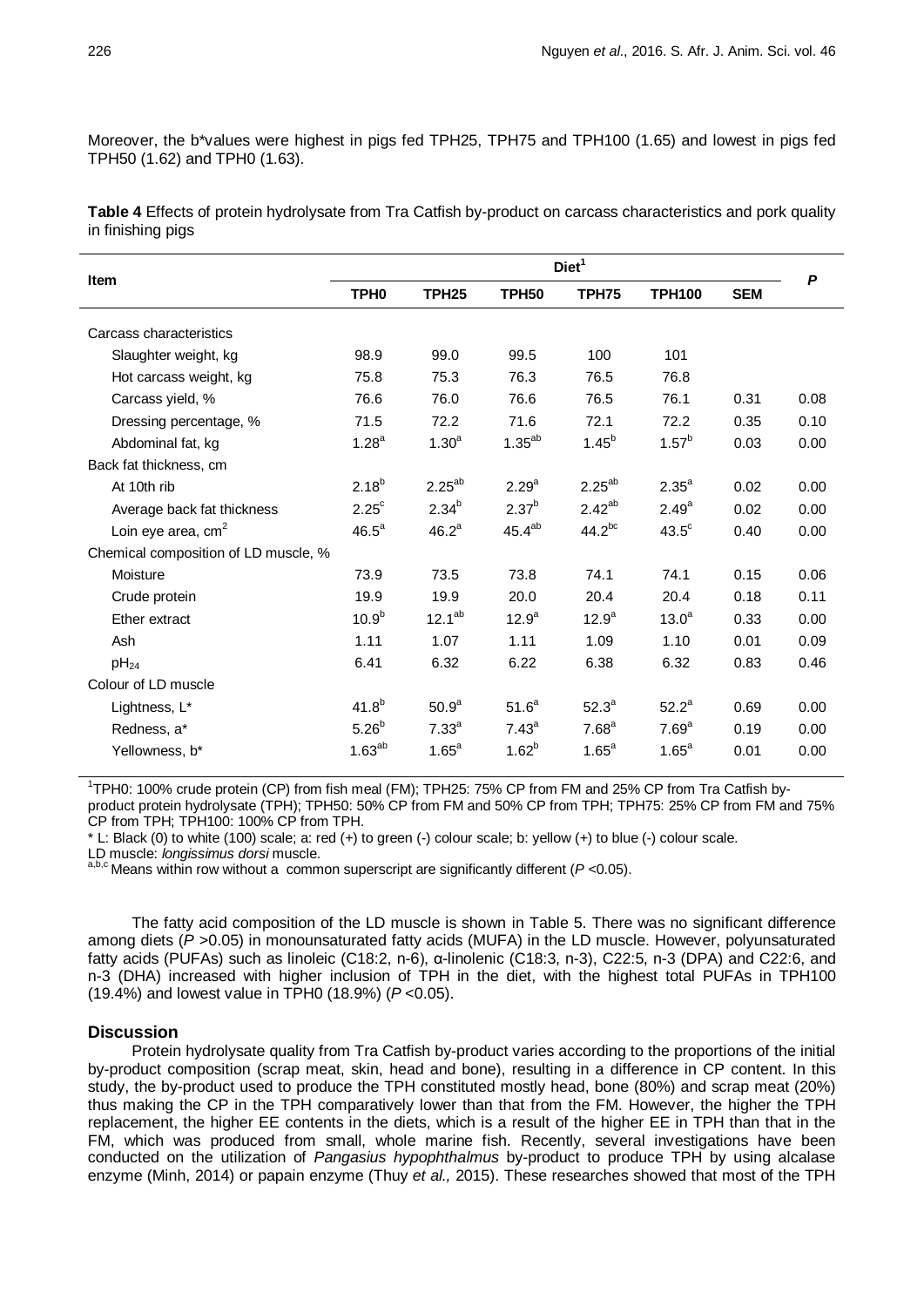Moreover, the b*values were highest in pigs fed TPH25, TPH75 and TPH100 (1.65) and lowest in pigs fed TPH50 (1.62) and TPH0 (1.63).

**Table 4** Effects of protein hydrolysate from Tra Catfish by-product on carcass characteristics and pork quality in finishing pigs

| Item | Diet[1] | | | | | | *P* |
|---|---|---|---|---|---|---|---|
| | TPH0 | TPH25 | TPH50 | TPH75 | TPH100 | SEM | |
| Carcass characteristics | | | | | | | |
| Slaughter weight, kg | 98.9 | 99.0 | 99.5 | 100 | 101 | | |
| Hot carcass weight, kg | 75.8 | 75.3 | 76.3 | 76.5 | 76.8 | | |
| Carcass yield, % | 76.6 | 76.0 | 76.6 | 76.5 | 76.1 | 0.31 | 0.08 |
| Dressing percentage, % | 71.5 | 72.2 | 71.6 | 72.1 | 72.2 | 0.35 | 0.10 |
| Abdominal fat, kg | $1.28^{a}$ | $1.30^{a}$ | $1.35^{ab}$ | $1.45^{b}$ | $1.57^{b}$ | 0.03 | 0.00 |
| Back fat thickness, cm | | | | | | | |
| At 10th rib | $2.18^{b}$ | $2.25^{ab}$ | $2.29^{a}$ | $2.25^{ab}$ | $2.35^{a}$ | 0.02 | 0.00 |
| Average back fat thickness | $2.25^{c}$ | $2.34^{b}$ | $2.37^{b}$ | $2.42^{ab}$ | $2.49^{a}$ | 0.02 | 0.00 |
| Loin eye area, $cm^2$ | $46.5^{a}$ | $46.2^{a}$ | $45.4^{ab}$ | $44.2^{bc}$ | $43.5^{c}$ | 0.40 | 0.00 |
| Chemical composition of LD muscle, % | | | | | | | |
| Moisture | 73.9 | 73.5 | 73.8 | 74.1 | 74.1 | 0.15 | 0.06 |
| Crude protein | 19.9 | 19.9 | 20.0 | 20.4 | 20.4 | 0.18 | 0.11 |
| Ether extract | $10.9^{b}$ | $12.1^{ab}$ | $12.9^{a}$ | $12.9^{a}$ | $13.0^{a}$ | 0.33 | 0.00 |
| Ash | 1.11 | 1.07 | 1.11 | 1.09 | 1.10 | 0.01 | 0.09 |
| $pH_{24}$ | 6.41 | 6.32 | 6.22 | 6.38 | 6.32 | 0.83 | 0.46 |
| Colour of LD muscle | | | | | | | |
| Lightness, L* | $41.8^{b}$ | $50.9^{a}$ | $51.6^{a}$ | $52.3^{a}$ | $52.2^{a}$ | 0.69 | 0.00 |
| Redness, a* | $5.26^{b}$ | $7.33^{a}$ | $7.43^{a}$ | $7.68^{a}$ | $7.69^{a}$ | 0.19 | 0.00 |
| Yellowness, b* | $1.63^{ab}$ | $1.65^{a}$ | $1.62^{b}$ | $1.65^{a}$ | $1.65^{a}$ | 0.01 | 0.00 |

[1]TPH0: 100% crude protein (CP) from fish meal (FM); TPH25: 75% CP from FM and 25% CP from Tra Catfish by-product protein hydrolysate (TPH); TPH50: 50% CP from FM and 50% CP from TPH; TPH75: 25% CP from FM and 75% CP from TPH; TPH100: 100% CP from TPH.

\* L: Black (0) to white (100) scale; a: red (+) to green (-) colour scale; b: yellow (+) to blue (-) colour scale.

LD muscle: *longissimus dorsi* muscle.

[a,b,c] Means within row without a common superscript are significantly different (*P* <0.05).

The fatty acid composition of the LD muscle is shown in Table 5. There was no significant difference among diets (*P* >0.05) in monounsaturated fatty acids (MUFA) in the LD muscle. However, polyunsaturated fatty acids (PUFAs) such as linoleic (C18:2, n-6), α-linolenic (C18:3, n-3), C22:5, n-3 (DPA) and C22:6, and n-3 (DHA) increased with higher inclusion of TPH in the diet, with the highest total PUFAs in TPH100 (19.4%) and lowest value in TPH0 (18.9%) (*P* <0.05).

## Discussion

Protein hydrolysate quality from Tra Catfish by-product varies according to the proportions of the initial by-product composition (scrap meat, skin, head and bone), resulting in a difference in CP content. In this study, the by-product used to produce the TPH constituted mostly head, bone (80%) and scrap meat (20%) thus making the CP in the TPH comparatively lower than that from the FM. However, the higher the TPH replacement, the higher EE contents in the diets, which is a result of the higher EE in TPH than that in the FM, which was produced from small, whole marine fish. Recently, several investigations have been conducted on the utilization of *Pangasius hypophthalmus* by-product to produce TPH by using alcalase enzyme (Minh, 2014) or papain enzyme (Thuy *et al.,* 2015). These researches showed that most of the TPH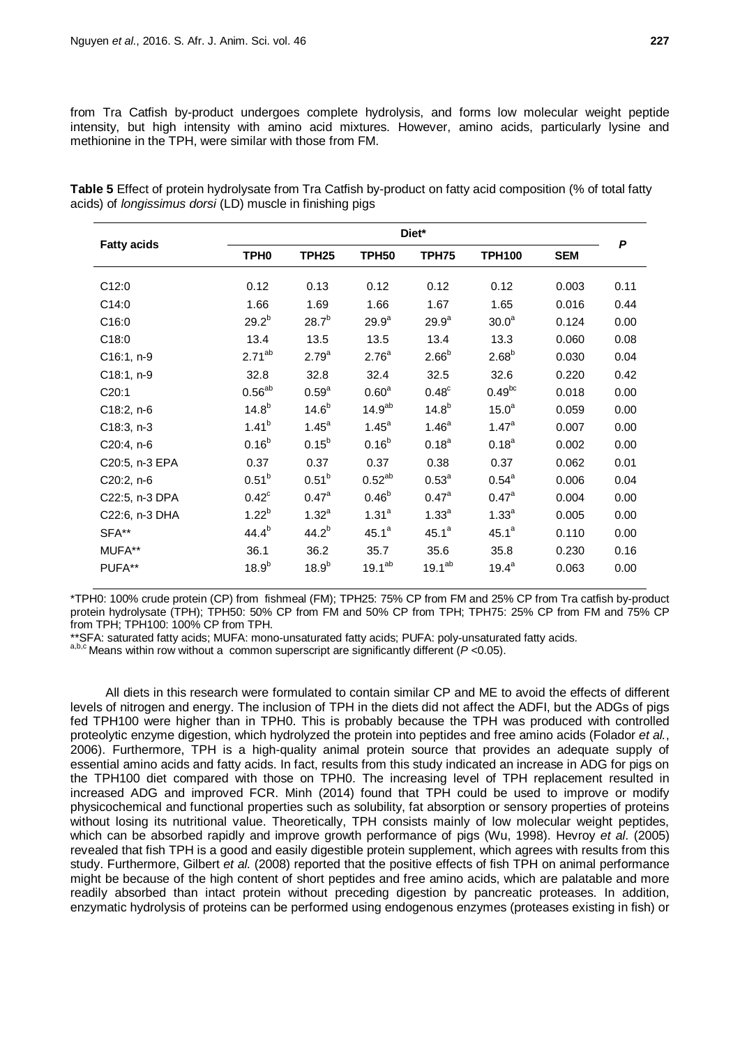from Tra Catfish by-product undergoes complete hydrolysis, and forms low molecular weight peptide intensity, but high intensity with amino acid mixtures. However, amino acids, particularly lysine and methionine in the TPH, were similar with those from FM.

**Table 5** Effect of protein hydrolysate from Tra Catfish by-product on fatty acid composition (% of total fatty acids) of *longissimus dorsi* (LD) muscle in finishing pigs

| Fatty acids | Diet* | | | | | | *P* |
|---|---|---|---|---|---|---|---|
| | TPH0 | TPH25 | TPH50 | TPH75 | TPH100 | SEM | |
| C12:0 | 0.12 | 0.13 | 0.12 | 0.12 | 0.12 | 0.003 | 0.11 |
| C14:0 | 1.66 | 1.69 | 1.66 | 1.67 | 1.65 | 0.016 | 0.44 |
| C16:0 | $29.2^{b}$ | $28.7^{b}$ | $29.9^{a}$ | $29.9^{a}$ | $30.0^{a}$ | 0.124 | 0.00 |
| C18:0 | 13.4 | 13.5 | 13.5 | 13.4 | 13.3 | 0.060 | 0.08 |
| C16:1, n-9 | $2.71^{ab}$ | $2.79^{a}$ | $2.76^{a}$ | $2.66^{b}$ | $2.68^{b}$ | 0.030 | 0.04 |
| C18:1, n-9 | 32.8 | 32.8 | 32.4 | 32.5 | 32.6 | 0.220 | 0.42 |
| C20:1 | $0.56^{ab}$ | $0.59^{a}$ | $0.60^{a}$ | $0.48^{c}$ | $0.49^{bc}$ | 0.018 | 0.00 |
| C18:2, n-6 | $14.8^{b}$ | $14.6^{b}$ | $14.9^{ab}$ | $14.8^{b}$ | $15.0^{a}$ | 0.059 | 0.00 |
| C18:3, n-3 | $1.41^{b}$ | $1.45^{a}$ | $1.45^{a}$ | $1.46^{a}$ | $1.47^{a}$ | 0.007 | 0.00 |
| C20:4, n-6 | $0.16^{b}$ | $0.15^{b}$ | $0.16^{b}$ | $0.18^{a}$ | $0.18^{a}$ | 0.002 | 0.00 |
| C20:5, n-3 EPA | 0.37 | 0.37 | 0.37 | 0.38 | 0.37 | 0.062 | 0.01 |
| C20:2, n-6 | $0.51^{b}$ | $0.51^{b}$ | $0.52^{ab}$ | $0.53^{a}$ | $0.54^{a}$ | 0.006 | 0.04 |
| C22:5, n-3 DPA | $0.42^{c}$ | $0.47^{a}$ | $0.46^{b}$ | $0.47^{a}$ | $0.47^{a}$ | 0.004 | 0.00 |
| C22:6, n-3 DHA | $1.22^{b}$ | $1.32^{a}$ | $1.31^{a}$ | $1.33^{a}$ | $1.33^{a}$ | 0.005 | 0.00 |
| SFA** | $44.4^{b}$ | $44.2^{b}$ | $45.1^{a}$ | $45.1^{a}$ | $45.1^{a}$ | 0.110 | 0.00 |
| MUFA** | 36.1 | 36.2 | 35.7 | 35.6 | 35.8 | 0.230 | 0.16 |
| PUFA** | $18.9^{b}$ | $18.9^{b}$ | $19.1^{ab}$ | $19.1^{ab}$ | $19.4^{a}$ | 0.063 | 0.00 |

*TPH0: 100% crude protein (CP) from fishmeal (FM); TPH25: 75% CP from FM and 25% CP from Tra catfish by-product protein hydrolysate (TPH); TPH50: 50% CP from FM and 50% CP from TPH; TPH75: 25% CP from FM and 75% CP from TPH; TPH100: 100% CP from TPH.

**SFA: saturated fatty acids; MUFA: mono-unsaturated fatty acids; PUFA: poly-unsaturated fatty acids.

[a,b,c] Means within row without a common superscript are significantly different ($P < 0.05$).

All diets in this research were formulated to contain similar CP and ME to avoid the effects of different levels of nitrogen and energy. The inclusion of TPH in the diets did not affect the ADFI, but the ADGs of pigs fed TPH100 were higher than in TPH0. This is probably because the TPH was produced with controlled proteolytic enzyme digestion, which hydrolyzed the protein into peptides and free amino acids (Folador *et al.*, 2006). Furthermore, TPH is a high-quality animal protein source that provides an adequate supply of essential amino acids and fatty acids. In fact, results from this study indicated an increase in ADG for pigs on the TPH100 diet compared with those on TPH0. The increasing level of TPH replacement resulted in increased ADG and improved FCR. Minh (2014) found that TPH could be used to improve or modify physicochemical and functional properties such as solubility, fat absorption or sensory properties of proteins without losing its nutritional value. Theoretically, TPH consists mainly of low molecular weight peptides, which can be absorbed rapidly and improve growth performance of pigs (Wu, 1998). Hevroy *et al*. (2005) revealed that fish TPH is a good and easily digestible protein supplement, which agrees with results from this study. Furthermore, Gilbert *et al.* (2008) reported that the positive effects of fish TPH on animal performance might be because of the high content of short peptides and free amino acids, which are palatable and more readily absorbed than intact protein without preceding digestion by pancreatic proteases. In addition, enzymatic hydrolysis of proteins can be performed using endogenous enzymes (proteases existing in fish) or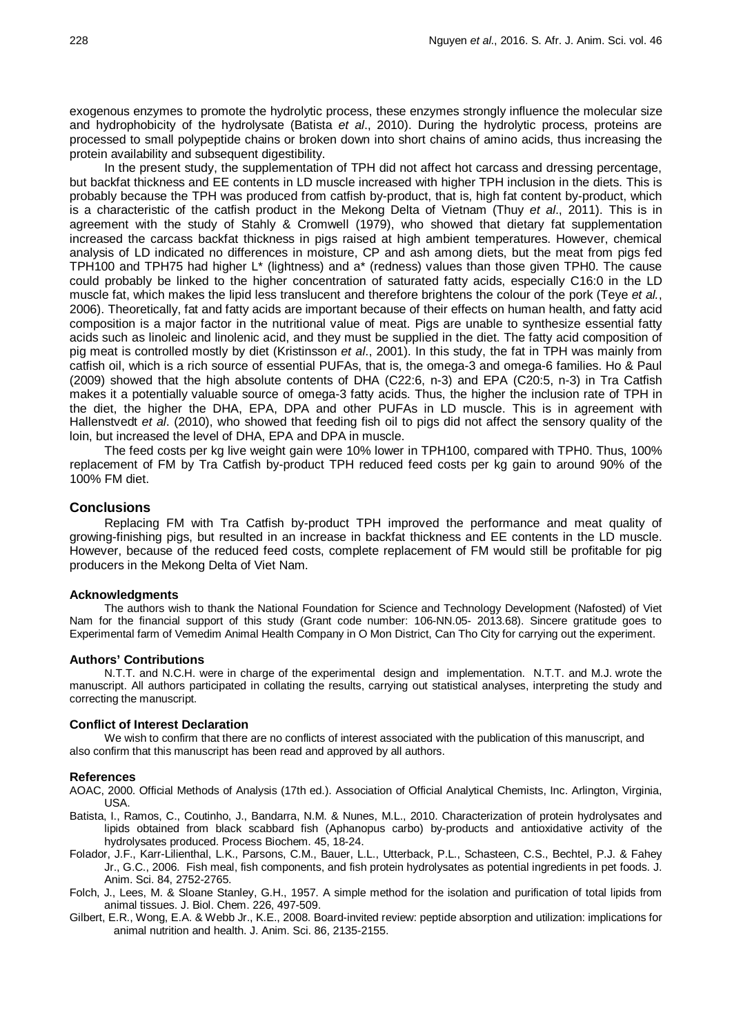exogenous enzymes to promote the hydrolytic process, these enzymes strongly influence the molecular size and hydrophobicity of the hydrolysate (Batista *et al*., 2010). During the hydrolytic process, proteins are processed to small polypeptide chains or broken down into short chains of amino acids, thus increasing the protein availability and subsequent digestibility.

In the present study, the supplementation of TPH did not affect hot carcass and dressing percentage, but backfat thickness and EE contents in LD muscle increased with higher TPH inclusion in the diets. This is probably because the TPH was produced from catfish by-product, that is, high fat content by-product, which is a characteristic of the catfish product in the Mekong Delta of Vietnam (Thuy *et al*., 2011). This is in agreement with the study of Stahly & Cromwell (1979), who showed that dietary fat supplementation increased the carcass backfat thickness in pigs raised at high ambient temperatures. However, chemical analysis of LD indicated no differences in moisture, CP and ash among diets, but the meat from pigs fed TPH100 and TPH75 had higher L* (lightness) and a* (redness) values than those given TPH0. The cause could probably be linked to the higher concentration of saturated fatty acids, especially C16:0 in the LD muscle fat, which makes the lipid less translucent and therefore brightens the colour of the pork (Teye *et al.*, 2006). Theoretically, fat and fatty acids are important because of their effects on human health, and fatty acid composition is a major factor in the nutritional value of meat. Pigs are unable to synthesize essential fatty acids such as linoleic and linolenic acid, and they must be supplied in the diet. The fatty acid composition of pig meat is controlled mostly by diet (Kristinsson *et al*., 2001). In this study, the fat in TPH was mainly from catfish oil, which is a rich source of essential PUFAs, that is, the omega-3 and omega-6 families. Ho & Paul (2009) showed that the high absolute contents of DHA (C22:6, n-3) and EPA (C20:5, n-3) in Tra Catfish makes it a potentially valuable source of omega-3 fatty acids. Thus, the higher the inclusion rate of TPH in the diet, the higher the DHA, EPA, DPA and other PUFAs in LD muscle. This is in agreement with Hallenstvedt *et al*. (2010), who showed that feeding fish oil to pigs did not affect the sensory quality of the loin, but increased the level of DHA, EPA and DPA in muscle.

The feed costs per kg live weight gain were 10% lower in TPH100, compared with TPH0. Thus, 100% replacement of FM by Tra Catfish by-product TPH reduced feed costs per kg gain to around 90% of the 100% FM diet.

## Conclusions

Replacing FM with Tra Catfish by-product TPH improved the performance and meat quality of growing-finishing pigs, but resulted in an increase in backfat thickness and EE contents in the LD muscle. However, because of the reduced feed costs, complete replacement of FM would still be profitable for pig producers in the Mekong Delta of Viet Nam.

### Acknowledgments

The authors wish to thank the National Foundation for Science and Technology Development (Nafosted) of Viet Nam for the financial support of this study (Grant code number: 106-NN.05- 2013.68). Sincere gratitude goes to Experimental farm of Vemedim Animal Health Company in O Mon District, Can Tho City for carrying out the experiment.

### Authors' Contributions

N.T.T. and N.C.H. were in charge of the experimental design and implementation. N.T.T. and M.J. wrote the manuscript. All authors participated in collating the results, carrying out statistical analyses, interpreting the study and correcting the manuscript.

### Conflict of Interest Declaration

We wish to confirm that there are no conflicts of interest associated with the publication of this manuscript, and also confirm that this manuscript has been read and approved by all authors.

### References

AOAC, 2000. Official Methods of Analysis (17th ed.). Association of Official Analytical Chemists, Inc. Arlington, Virginia, USA.

Batista, I., Ramos, C., Coutinho, J., Bandarra, N.M. & Nunes, M.L., 2010. Characterization of protein hydrolysates and lipids obtained from black scabbard fish (Aphanopus carbo) by-products and antioxidative activity of the hydrolysates produced. Process Biochem. 45, 18-24.

Folador, J.F., Karr-Lilienthal, L.K., Parsons, C.M., Bauer, L.L., Utterback, P.L., Schasteen, C.S., Bechtel, P.J. & Fahey Jr., G.C., 2006. Fish meal, fish components, and fish protein hydrolysates as potential ingredients in pet foods. J. Anim. Sci. 84, 2752-2765.

Folch, J., Lees, M. & Sloane Stanley, G.H., 1957. A simple method for the isolation and purification of total lipids from animal tissues. J. Biol. Chem. 226, 497-509.

Gilbert, E.R., Wong, E.A. & Webb Jr., K.E., 2008. Board-invited review: peptide absorption and utilization: implications for animal nutrition and health. J. Anim. Sci. 86, 2135-2155.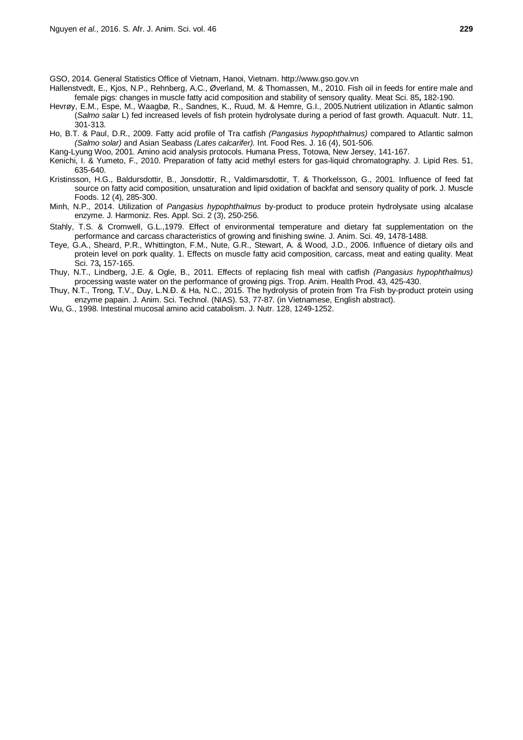GSO, 2014. General Statistics Office of Vietnam, Hanoi, Vietnam. http://www.gso.gov.vn

Hallenstvedt, E., Kjos, N.P., Rehnberg, A.C., Øverland, M. & Thomassen, M., 2010. Fish oil in feeds for entire male and female pigs: changes in muscle fatty acid composition and stability of sensory quality. Meat Sci. 85**,** 182-190.

Hevrøy, E.M., Espe, M., Waagbø, R., Sandnes, K., Ruud, M. & Hemre, G.I., 2005.Nutrient utilization in Atlantic salmon (*Salmo salar* L) fed increased levels of fish protein hydrolysate during a period of fast growth. Aquacult. Nutr. 11, 301-313.

Ho, B.T. & Paul, D.R., 2009. Fatty acid profile of Tra catfish *(Pangasius hypophthalmus)* compared to Atlantic salmon *(Salmo solar)* and Asian Seabass *(Lates calcarifer).* Int. Food Res. J. 16 (4), 501-506.

Kang-Lyung Woo, 2001. Amino acid analysis protocols. Humana Press, Totowa, New Jersey, 141-167.

Kenichi, I. & Yumeto, F., 2010. Preparation of fatty acid methyl esters for gas-liquid chromatography. J. Lipid Res. 51, 635-640.

Kristinsson, H.G., Baldursdottir, B., Jonsdottir, R., Valdimarsdottir, T. & Thorkelsson, G., 2001. Influence of feed fat source on fatty acid composition, unsaturation and lipid oxidation of backfat and sensory quality of pork. J. Muscle Foods. 12 (4), 285-300.

Minh, N.P., 2014. Utilization of *Pangasius hypophthalmus* by-product to produce protein hydrolysate using alcalase enzyme. J. Harmoniz. Res. Appl. Sci. 2 (3), 250-256.

Stahly, T.S. & Cromwell, G.L.,1979. Effect of environmental temperature and dietary fat supplementation on the performance and carcass characteristics of growing and finishing swine. J. Anim. Sci. 49, 1478-1488.

Teye, G.A., Sheard, P.R., Whittington, F.M., Nute, G.R., Stewart, A. & Wood, J.D., 2006. Influence of dietary oils and protein level on pork quality. 1. Effects on muscle fatty acid composition, carcass, meat and eating quality. Meat Sci. 73**,** 157-165.

Thuy, N.T., Lindberg, J.E. & Ogle, B., 2011. Effects of replacing fish meal with catfish *(Pangasius hypophthalmus)* processing waste water on the performance of growing pigs. Trop. Anim. Health Prod. 43, 425-430.

Thuy, N.T., Trong, T.V., Duy, L.N.Đ. & Ha, N.C., 2015. The hydrolysis of protein from Tra Fish by-product protein using enzyme papain. J. Anim. Sci. Technol. (NIAS). 53, 77-87. (in Vietnamese, English abstract).

Wu, G., 1998. Intestinal mucosal amino acid catabolism. J. Nutr. 128, 1249-1252.